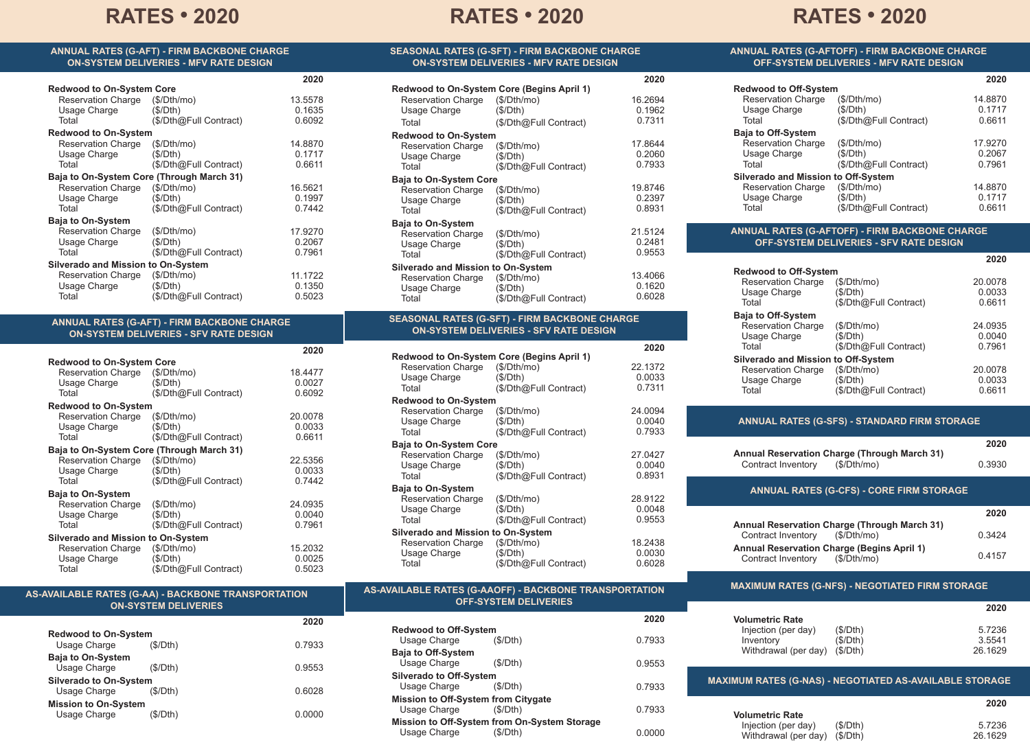# RATES • 2020

## ANNUAL RATES (G-AFT) - FIRM BACKBONE CHARGE ON-SYSTEM DELIVERIES - MFV RATE DESIGN

| | | 2020 |
|---|---|---|
| **Redwood to On-System Core** | | |
| Reservation Charge | ($/Dth/mo) | 13.5578 |
| Usage Charge | ($/Dth) | 0.1635 |
| Total | ($/Dth@Full Contract) | 0.6092 |
| **Redwood to On-System** | | |
| Reservation Charge | ($/Dth/mo) | 14.8870 |
| Usage Charge | ($/Dth) | 0.1717 |
| Total | ($/Dth@Full Contract) | 0.6611 |
| **Baja to On-System Core (Through March 31)** | | |
| Reservation Charge | ($/Dth/mo) | 16.5621 |
| Usage Charge | ($/Dth) | 0.1997 |
| Total | ($/Dth@Full Contract) | 0.7442 |
| **Baja to On-System** | | |
| Reservation Charge | ($/Dth/mo) | 17.9270 |
| Usage Charge | ($/Dth) | 0.2067 |
| Total | ($/Dth@Full Contract) | 0.7961 |
| **Silverado and Mission to On-System** | | |
| Reservation Charge | ($/Dth/mo) | 11.1722 |
| Usage Charge | ($/Dth) | 0.1350 |
| Total | ($/Dth@Full Contract) | 0.5023 |

## ANNUAL RATES (G-AFT) - FIRM BACKBONE CHARGE ON-SYSTEM DELIVERIES - SFV RATE DESIGN

| | | 2020 |
|---|---|---|
| **Redwood to On-System Core** | | |
| Reservation Charge | ($/Dth/mo) | 18.4477 |
| Usage Charge | ($/Dth) | 0.0027 |
| Total | ($/Dth@Full Contract) | 0.6092 |
| **Redwood to On-System** | | |
| Reservation Charge | ($/Dth/mo) | 20.0078 |
| Usage Charge | ($/Dth) | 0.0033 |
| Total | ($/Dth@Full Contract) | 0.6611 |
| **Baja to On-System Core (Through March 31)** | | |
| Reservation Charge | ($/Dth/mo) | 22.5356 |
| Usage Charge | ($/Dth) | 0.0033 |
| Total | ($/Dth@Full Contract) | 0.7442 |
| **Baja to On-System** | | |
| Reservation Charge | ($/Dth/mo) | 24.0935 |
| Usage Charge | ($/Dth) | 0.0040 |
| Total | ($/Dth@Full Contract) | 0.7961 |
| **Silverado and Mission to On-System** | | |
| Reservation Charge | ($/Dth/mo) | 15.2032 |
| Usage Charge | ($/Dth) | 0.0025 |
| Total | ($/Dth@Full Contract) | 0.5023 |

## AS-AVAILABLE RATES (G-AA) - BACKBONE TRANSPORTATION ON-SYSTEM DELIVERIES

| | | 2020 |
|---|---|---|
| **Redwood to On-System** | | |
| Usage Charge | ($/Dth) | 0.7933 |
| **Baja to On-System** | | |
| Usage Charge | ($/Dth) | 0.9553 |
| **Silverado to On-System** | | |
| Usage Charge | ($/Dth) | 0.6028 |
| **Mission to On-System** | | |
| Usage Charge | ($/Dth) | 0.0000 |

## SEASONAL RATES (G-SFT) - FIRM BACKBONE CHARGE ON-SYSTEM DELIVERIES - MFV RATE DESIGN

| | | 2020 |
|---|---|---|
| **Redwood to On-System Core (Begins April 1)** | | |
| Reservation Charge | ($/Dth/mo) | 16.2694 |
| Usage Charge | ($/Dth) | 0.1962 |
| Total | ($/Dth@Full Contract) | 0.7311 |
| **Redwood to On-System** | | |
| Reservation Charge | ($/Dth/mo) | 17.8644 |
| Usage Charge | ($/Dth) | 0.2060 |
| Total | ($/Dth@Full Contract) | 0.7933 |
| **Baja to On-System Core** | | |
| Reservation Charge | ($/Dth/mo) | 19.8746 |
| Usage Charge | ($/Dth) | 0.2397 |
| Total | ($/Dth@Full Contract) | 0.8931 |
| **Baja to On-System** | | |
| Reservation Charge | ($/Dth/mo) | 21.5124 |
| Usage Charge | ($/Dth) | 0.2481 |
| Total | ($/Dth@Full Contract) | 0.9553 |
| **Silverado and Mission to On-System** | | |
| Reservation Charge | ($/Dth/mo) | 13.4066 |
| Usage Charge | ($/Dth) | 0.1620 |
| Total | ($/Dth@Full Contract) | 0.6028 |

## SEASONAL RATES (G-SFT) - FIRM BACKBONE CHARGE ON-SYSTEM DELIVERIES - SFV RATE DESIGN

| | | 2020 |
|---|---|---|
| **Redwood to On-System Core (Begins April 1)** | | |
| Reservation Charge | ($/Dth/mo) | 22.1372 |
| Usage Charge | ($/Dth) | 0.0033 |
| Total | ($/Dth@Full Contract) | 0.7311 |
| **Redwood to On-System** | | |
| Reservation Charge | ($/Dth/mo) | 24.0094 |
| Usage Charge | ($/Dth) | 0.0040 |
| Total | ($/Dth@Full Contract) | 0.7933 |
| **Baja to On-System Core** | | |
| Reservation Charge | ($/Dth/mo) | 27.0427 |
| Usage Charge | ($/Dth) | 0.0040 |
| Total | ($/Dth@Full Contract) | 0.8931 |
| **Baja to On-System** | | |
| Reservation Charge | ($/Dth/mo) | 28.9122 |
| Usage Charge | ($/Dth) | 0.0048 |
| Total | ($/Dth@Full Contract) | 0.9553 |
| **Silverado and Mission to On-System** | | |
| Reservation Charge | ($/Dth/mo) | 18.2438 |
| Usage Charge | ($/Dth) | 0.0030 |
| Total | ($/Dth@Full Contract) | 0.6028 |

## AS-AVAILABLE RATES (G-AAOFF) - BACKBONE TRANSPORTATION OFF-SYSTEM DELIVERIES

| | | 2020 |
|---|---|---|
| **Redwood to Off-System** | | |
| Usage Charge | ($/Dth) | 0.7933 |
| **Baja to Off-System** | | |
| Usage Charge | ($/Dth) | 0.9553 |
| **Silverado to Off-System** | | |
| Usage Charge | ($/Dth) | 0.7933 |
| **Mission to Off-System from Citygate** | | |
| Usage Charge | ($/Dth) | 0.7933 |
| **Mission to Off-System from On-System Storage** | | |
| Usage Charge | ($/Dth) | 0.0000 |

## ANNUAL RATES (G-AFTOFF) - FIRM BACKBONE CHARGE OFF-SYSTEM DELIVERIES - MFV RATE DESIGN

| | | 2020 |
|---|---|---|
| **Redwood to Off-System** | | |
| Reservation Charge | ($/Dth/mo) | 14.8870 |
| Usage Charge | ($/Dth) | 0.1717 |
| Total | ($/Dth@Full Contract) | 0.6611 |
| **Baja to Off-System** | | |
| Reservation Charge | ($/Dth/mo) | 17.9270 |
| Usage Charge | ($/Dth) | 0.2067 |
| Total | ($/Dth@Full Contract) | 0.7961 |
| **Silverado and Mission to Off-System** | | |
| Reservation Charge | ($/Dth/mo) | 14.8870 |
| Usage Charge | ($/Dth) | 0.1717 |
| Total | ($/Dth@Full Contract) | 0.6611 |

## ANNUAL RATES (G-AFTOFF) - FIRM BACKBONE CHARGE OFF-SYSTEM DELIVERIES - SFV RATE DESIGN

| | | 2020 |
|---|---|---|
| **Redwood to Off-System** | | |
| Reservation Charge | ($/Dth/mo) | 20.0078 |
| Usage Charge | ($/Dth) | 0.0033 |
| Total | ($/Dth@Full Contract) | 0.6611 |
| **Baja to Off-System** | | |
| Reservation Charge | ($/Dth/mo) | 24.0935 |
| Usage Charge | ($/Dth) | 0.0040 |
| Total | ($/Dth@Full Contract) | 0.7961 |
| **Silverado and Mission to Off-System** | | |
| Reservation Charge | ($/Dth/mo) | 20.0078 |
| Usage Charge | ($/Dth) | 0.0033 |
| Total | ($/Dth@Full Contract) | 0.6611 |

## ANNUAL RATES (G-SFS) - STANDARD FIRM STORAGE

| | | 2020 |
|---|---|---|
| **Annual Reservation Charge (Through March 31)** | | |
| Contract Inventory | ($/Dth/mo) | 0.3930 |

## ANNUAL RATES (G-CFS) - CORE FIRM STORAGE

| | | 2020 |
|---|---|---|
| **Annual Reservation Charge (Through March 31)** | | |
| Contract Inventory | ($/Dth/mo) | 0.3424 |
| **Annual Reservation Charge (Begins April 1)** | | |
| Contract Inventory | ($/Dth/mo) | 0.4157 |

## MAXIMUM RATES (G-NFS) - NEGOTIATED FIRM STORAGE

| | | 2020 |
|---|---|---|
| **Volumetric Rate** | | |
| Injection (per day) | ($/Dth) | 5.7236 |
| Inventory | ($/Dth) | 3.5541 |
| Withdrawal (per day) | ($/Dth) | 26.1629 |

## MAXIMUM RATES (G-NAS) - NEGOTIATED AS-AVAILABLE STORAGE

| | | 2020 |
|---|---|---|
| **Volumetric Rate** | | |
| Injection (per day) | ($/Dth) | 5.7236 |
| Withdrawal (per day) | ($/Dth) | 26.1629 |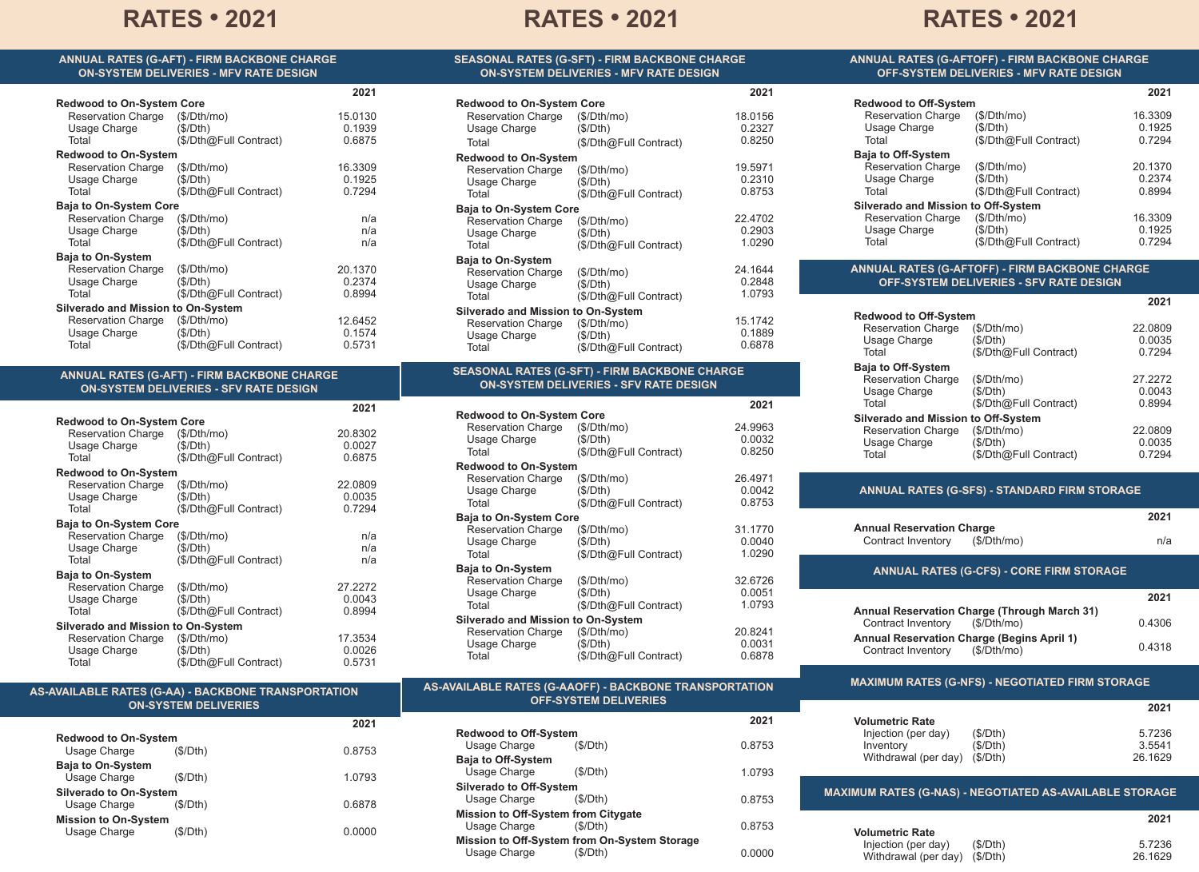# RATES • 2021

## ANNUAL RATES (G-AFT) - FIRM BACKBONE CHARGE ON-SYSTEM DELIVERIES - MFV RATE DESIGN

| | | 2021 |
|---|---|---|
| **Redwood to On-System Core** | | |
| Reservation Charge | ($/Dth/mo) | 15.0130 |
| Usage Charge | ($/Dth) | 0.1939 |
| Total | ($/Dth@Full Contract) | 0.6875 |
| **Redwood to On-System** | | |
| Reservation Charge | ($/Dth/mo) | 16.3309 |
| Usage Charge | ($/Dth) | 0.1925 |
| Total | ($/Dth@Full Contract) | 0.7294 |
| **Baja to On-System Core** | | |
| Reservation Charge | ($/Dth/mo) | n/a |
| Usage Charge | ($/Dth) | n/a |
| Total | ($/Dth@Full Contract) | n/a |
| **Baja to On-System** | | |
| Reservation Charge | ($/Dth/mo) | 20.1370 |
| Usage Charge | ($/Dth) | 0.2374 |
| Total | ($/Dth@Full Contract) | 0.8994 |
| **Silverado and Mission to On-System** | | |
| Reservation Charge | ($/Dth/mo) | 12.6452 |
| Usage Charge | ($/Dth) | 0.1574 |
| Total | ($/Dth@Full Contract) | 0.5731 |

## ANNUAL RATES (G-AFT) - FIRM BACKBONE CHARGE ON-SYSTEM DELIVERIES - SFV RATE DESIGN

| | | 2021 |
|---|---|---|
| **Redwood to On-System Core** | | |
| Reservation Charge | ($/Dth/mo) | 20.8302 |
| Usage Charge | ($/Dth) | 0.0027 |
| Total | ($/Dth@Full Contract) | 0.6875 |
| **Redwood to On-System** | | |
| Reservation Charge | ($/Dth/mo) | 22.0809 |
| Usage Charge | ($/Dth) | 0.0035 |
| Total | ($/Dth@Full Contract) | 0.7294 |
| **Baja to On-System Core** | | |
| Reservation Charge | ($/Dth/mo) | n/a |
| Usage Charge | ($/Dth) | n/a |
| Total | ($/Dth@Full Contract) | n/a |
| **Baja to On-System** | | |
| Reservation Charge | ($/Dth/mo) | 27.2272 |
| Usage Charge | ($/Dth) | 0.0043 |
| Total | ($/Dth@Full Contract) | 0.8994 |
| **Silverado and Mission to On-System** | | |
| Reservation Charge | ($/Dth/mo) | 17.3534 |
| Usage Charge | ($/Dth) | 0.0026 |
| Total | ($/Dth@Full Contract) | 0.5731 |

## AS-AVAILABLE RATES (G-AA) - BACKBONE TRANSPORTATION ON-SYSTEM DELIVERIES

| | | 2021 |
|---|---|---|
| **Redwood to On-System** | | |
| Usage Charge | ($/Dth) | 0.8753 |
| **Baja to On-System** | | |
| Usage Charge | ($/Dth) | 1.0793 |
| **Silverado to On-System** | | |
| Usage Charge | ($/Dth) | 0.6878 |
| **Mission to On-System** | | |
| Usage Charge | ($/Dth) | 0.0000 |

## SEASONAL RATES (G-SFT) - FIRM BACKBONE CHARGE ON-SYSTEM DELIVERIES - MFV RATE DESIGN

| | | 2021 |
|---|---|---|
| **Redwood to On-System Core** | | |
| Reservation Charge | ($/Dth/mo) | 18.0156 |
| Usage Charge | ($/Dth) | 0.2327 |
| Total | ($/Dth@Full Contract) | 0.8250 |
| **Redwood to On-System** | | |
| Reservation Charge | ($/Dth/mo) | 19.5971 |
| Usage Charge | ($/Dth) | 0.2310 |
| Total | ($/Dth@Full Contract) | 0.8753 |
| **Baja to On-System Core** | | |
| Reservation Charge | ($/Dth/mo) | 22.4702 |
| Usage Charge | ($/Dth) | 0.2903 |
| Total | ($/Dth@Full Contract) | 1.0290 |
| **Baja to On-System** | | |
| Reservation Charge | ($/Dth/mo) | 24.1644 |
| Usage Charge | ($/Dth) | 0.2848 |
| Total | ($/Dth@Full Contract) | 1.0793 |
| **Silverado and Mission to On-System** | | |
| Reservation Charge | ($/Dth/mo) | 15.1742 |
| Usage Charge | ($/Dth) | 0.1889 |
| Total | ($/Dth@Full Contract) | 0.6878 |

## SEASONAL RATES (G-SFT) - FIRM BACKBONE CHARGE ON-SYSTEM DELIVERIES - SFV RATE DESIGN

| | | 2021 |
|---|---|---|
| **Redwood to On-System Core** | | |
| Reservation Charge | ($/Dth/mo) | 24.9963 |
| Usage Charge | ($/Dth) | 0.0032 |
| Total | ($/Dth@Full Contract) | 0.8250 |
| **Redwood to On-System** | | |
| Reservation Charge | ($/Dth/mo) | 26.4971 |
| Usage Charge | ($/Dth) | 0.0042 |
| Total | ($/Dth@Full Contract) | 0.8753 |
| **Baja to On-System Core** | | |
| Reservation Charge | ($/Dth/mo) | 31.1770 |
| Usage Charge | ($/Dth) | 0.0040 |
| Total | ($/Dth@Full Contract) | 1.0290 |
| **Baja to On-System** | | |
| Reservation Charge | ($/Dth/mo) | 32.6726 |
| Usage Charge | ($/Dth) | 0.0051 |
| Total | ($/Dth@Full Contract) | 1.0793 |
| **Silverado and Mission to On-System** | | |
| Reservation Charge | ($/Dth/mo) | 20.8241 |
| Usage Charge | ($/Dth) | 0.0031 |
| Total | ($/Dth@Full Contract) | 0.6878 |

## AS-AVAILABLE RATES (G-AAOFF) - BACKBONE TRANSPORTATION OFF-SYSTEM DELIVERIES

| | | 2021 |
|---|---|---|
| **Redwood to Off-System** | | |
| Usage Charge | ($/Dth) | 0.8753 |
| **Baja to Off-System** | | |
| Usage Charge | ($/Dth) | 1.0793 |
| **Silverado to Off-System** | | |
| Usage Charge | ($/Dth) | 0.8753 |
| **Mission to Off-System from Citygate** | | |
| Usage Charge | ($/Dth) | 0.8753 |
| **Mission to Off-System from On-System Storage** | | |
| Usage Charge | ($/Dth) | 0.0000 |

## ANNUAL RATES (G-AFTOFF) - FIRM BACKBONE CHARGE OFF-SYSTEM DELIVERIES - MFV RATE DESIGN

| | | 2021 |
|---|---|---|
| **Redwood to Off-System** | | |
| Reservation Charge | ($/Dth/mo) | 16.3309 |
| Usage Charge | ($/Dth) | 0.1925 |
| Total | ($/Dth@Full Contract) | 0.7294 |
| **Baja to Off-System** | | |
| Reservation Charge | ($/Dth/mo) | 20.1370 |
| Usage Charge | ($/Dth) | 0.2374 |
| Total | ($/Dth@Full Contract) | 0.8994 |
| **Silverado and Mission to Off-System** | | |
| Reservation Charge | ($/Dth/mo) | 16.3309 |
| Usage Charge | ($/Dth) | 0.1925 |
| Total | ($/Dth@Full Contract) | 0.7294 |

## ANNUAL RATES (G-AFTOFF) - FIRM BACKBONE CHARGE OFF-SYSTEM DELIVERIES - SFV RATE DESIGN

| | | 2021 |
|---|---|---|
| **Redwood to Off-System** | | |
| Reservation Charge | ($/Dth/mo) | 22.0809 |
| Usage Charge | ($/Dth) | 0.0035 |
| Total | ($/Dth@Full Contract) | 0.7294 |
| **Baja to Off-System** | | |
| Reservation Charge | ($/Dth/mo) | 27.2272 |
| Usage Charge | ($/Dth) | 0.0043 |
| Total | ($/Dth@Full Contract) | 0.8994 |
| **Silverado and Mission to Off-System** | | |
| Reservation Charge | ($/Dth/mo) | 22.0809 |
| Usage Charge | ($/Dth) | 0.0035 |
| Total | ($/Dth@Full Contract) | 0.7294 |

## ANNUAL RATES (G-SFS) - STANDARD FIRM STORAGE

| | | 2021 |
|---|---|---|
| **Annual Reservation Charge** | | |
| Contract Inventory | ($/Dth/mo) | n/a |

## ANNUAL RATES (G-CFS) - CORE FIRM STORAGE

| | | 2021 |
|---|---|---|
| **Annual Reservation Charge (Through March 31)** | | |
| Contract Inventory | ($/Dth/mo) | 0.4306 |
| **Annual Reservation Charge (Begins April 1)** | | |
| Contract Inventory | ($/Dth/mo) | 0.4318 |

## MAXIMUM RATES (G-NFS) - NEGOTIATED FIRM STORAGE

| | | 2021 |
|---|---|---|
| **Volumetric Rate** | | |
| Injection (per day) | ($/Dth) | 5.7236 |
| Inventory | ($/Dth) | 3.5541 |
| Withdrawal (per day) | ($/Dth) | 26.1629 |

## MAXIMUM RATES (G-NAS) - NEGOTIATED AS-AVAILABLE STORAGE

| | | 2021 |
|---|---|---|
| **Volumetric Rate** | | |
| Injection (per day) | ($/Dth) | 5.7236 |
| Withdrawal (per day) | ($/Dth) | 26.1629 |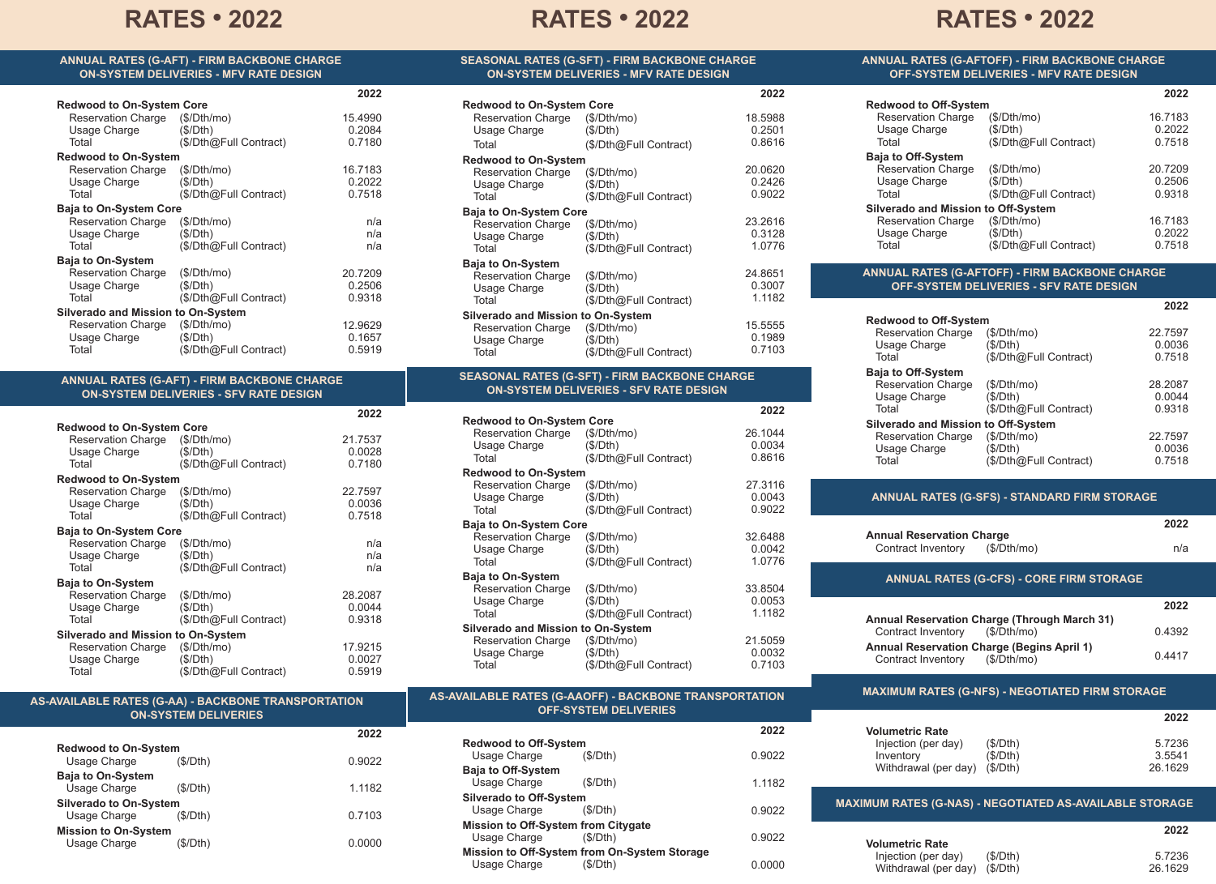# RATES • 2022

## ANNUAL RATES (G-AFT) - FIRM BACKBONE CHARGE ON-SYSTEM DELIVERIES - MFV RATE DESIGN

| | | 2022 |
|---|---|---|
| **Redwood to On-System Core** | | |
| Reservation Charge | ($/Dth/mo) | 15.4990 |
| Usage Charge | ($/Dth) | 0.2084 |
| Total | ($/Dth@Full Contract) | 0.7180 |
| **Redwood to On-System** | | |
| Reservation Charge | ($/Dth/mo) | 16.7183 |
| Usage Charge | ($/Dth) | 0.2022 |
| Total | ($/Dth@Full Contract) | 0.7518 |
| **Baja to On-System Core** | | |
| Reservation Charge | ($/Dth/mo) | n/a |
| Usage Charge | ($/Dth) | n/a |
| Total | ($/Dth@Full Contract) | n/a |
| **Baja to On-System** | | |
| Reservation Charge | ($/Dth/mo) | 20.7209 |
| Usage Charge | ($/Dth) | 0.2506 |
| Total | ($/Dth@Full Contract) | 0.9318 |
| **Silverado and Mission to On-System** | | |
| Reservation Charge | ($/Dth/mo) | 12.9629 |
| Usage Charge | ($/Dth) | 0.1657 |
| Total | ($/Dth@Full Contract) | 0.5919 |

## ANNUAL RATES (G-AFT) - FIRM BACKBONE CHARGE ON-SYSTEM DELIVERIES - SFV RATE DESIGN

| | | 2022 |
|---|---|---|
| **Redwood to On-System Core** | | |
| Reservation Charge | ($/Dth/mo) | 21.7537 |
| Usage Charge | ($/Dth) | 0.0028 |
| Total | ($/Dth@Full Contract) | 0.7180 |
| **Redwood to On-System** | | |
| Reservation Charge | ($/Dth/mo) | 22.7597 |
| Usage Charge | ($/Dth) | 0.0036 |
| Total | ($/Dth@Full Contract) | 0.7518 |
| **Baja to On-System Core** | | |
| Reservation Charge | ($/Dth/mo) | n/a |
| Usage Charge | ($/Dth) | n/a |
| Total | ($/Dth@Full Contract) | n/a |
| **Baja to On-System** | | |
| Reservation Charge | ($/Dth/mo) | 28.2087 |
| Usage Charge | ($/Dth) | 0.0044 |
| Total | ($/Dth@Full Contract) | 0.9318 |
| **Silverado and Mission to On-System** | | |
| Reservation Charge | ($/Dth/mo) | 17.9215 |
| Usage Charge | ($/Dth) | 0.0027 |
| Total | ($/Dth@Full Contract) | 0.5919 |

## AS-AVAILABLE RATES (G-AA) - BACKBONE TRANSPORTATION ON-SYSTEM DELIVERIES

| | | 2022 |
|---|---|---|
| **Redwood to On-System** | | |
| Usage Charge | ($/Dth) | 0.9022 |
| **Baja to On-System** | | |
| Usage Charge | ($/Dth) | 1.1182 |
| **Silverado to On-System** | | |
| Usage Charge | ($/Dth) | 0.7103 |
| **Mission to On-System** | | |
| Usage Charge | ($/Dth) | 0.0000 |

## SEASONAL RATES (G-SFT) - FIRM BACKBONE CHARGE ON-SYSTEM DELIVERIES - MFV RATE DESIGN

| | | 2022 |
|---|---|---|
| **Redwood to On-System Core** | | |
| Reservation Charge | ($/Dth/mo) | 18.5988 |
| Usage Charge | ($/Dth) | 0.2501 |
| Total | ($/Dth@Full Contract) | 0.8616 |
| **Redwood to On-System** | | |
| Reservation Charge | ($/Dth/mo) | 20.0620 |
| Usage Charge | ($/Dth) | 0.2426 |
| Total | ($/Dth@Full Contract) | 0.9022 |
| **Baja to On-System Core** | | |
| Reservation Charge | ($/Dth/mo) | 23.2616 |
| Usage Charge | ($/Dth) | 0.3128 |
| Total | ($/Dth@Full Contract) | 1.0776 |
| **Baja to On-System** | | |
| Reservation Charge | ($/Dth/mo) | 24.8651 |
| Usage Charge | ($/Dth) | 0.3007 |
| Total | ($/Dth@Full Contract) | 1.1182 |
| **Silverado and Mission to On-System** | | |
| Reservation Charge | ($/Dth/mo) | 15.5555 |
| Usage Charge | ($/Dth) | 0.1989 |
| Total | ($/Dth@Full Contract) | 0.7103 |

## SEASONAL RATES (G-SFT) - FIRM BACKBONE CHARGE ON-SYSTEM DELIVERIES - SFV RATE DESIGN

| | | 2022 |
|---|---|---|
| **Redwood to On-System Core** | | |
| Reservation Charge | ($/Dth/mo) | 26.1044 |
| Usage Charge | ($/Dth) | 0.0034 |
| Total | ($/Dth@Full Contract) | 0.8616 |
| **Redwood to On-System** | | |
| Reservation Charge | ($/Dth/mo) | 27.3116 |
| Usage Charge | ($/Dth) | 0.0043 |
| Total | ($/Dth@Full Contract) | 0.9022 |
| **Baja to On-System Core** | | |
| Reservation Charge | ($/Dth/mo) | 32.6488 |
| Usage Charge | ($/Dth) | 0.0042 |
| Total | ($/Dth@Full Contract) | 1.0776 |
| **Baja to On-System** | | |
| Reservation Charge | ($/Dth/mo) | 33.8504 |
| Usage Charge | ($/Dth) | 0.0053 |
| Total | ($/Dth@Full Contract) | 1.1182 |
| **Silverado and Mission to On-System** | | |
| Reservation Charge | ($/Dth/mo) | 21.5059 |
| Usage Charge | ($/Dth) | 0.0032 |
| Total | ($/Dth@Full Contract) | 0.7103 |

## AS-AVAILABLE RATES (G-AAOFF) - BACKBONE TRANSPORTATION OFF-SYSTEM DELIVERIES

| | | 2022 |
|---|---|---|
| **Redwood to Off-System** | | |
| Usage Charge | ($/Dth) | 0.9022 |
| **Baja to Off-System** | | |
| Usage Charge | ($/Dth) | 1.1182 |
| **Silverado to Off-System** | | |
| Usage Charge | ($/Dth) | 0.9022 |
| **Mission to Off-System from Citygate** | | |
| Usage Charge | ($/Dth) | 0.9022 |
| **Mission to Off-System from On-System Storage** | | |
| Usage Charge | ($/Dth) | 0.0000 |

## ANNUAL RATES (G-AFTOFF) - FIRM BACKBONE CHARGE OFF-SYSTEM DELIVERIES - MFV RATE DESIGN

| | | 2022 |
|---|---|---|
| **Redwood to Off-System** | | |
| Reservation Charge | ($/Dth/mo) | 16.7183 |
| Usage Charge | ($/Dth) | 0.2022 |
| Total | ($/Dth@Full Contract) | 0.7518 |
| **Baja to Off-System** | | |
| Reservation Charge | ($/Dth/mo) | 20.7209 |
| Usage Charge | ($/Dth) | 0.2506 |
| Total | ($/Dth@Full Contract) | 0.9318 |
| **Silverado and Mission to Off-System** | | |
| Reservation Charge | ($/Dth/mo) | 16.7183 |
| Usage Charge | ($/Dth) | 0.2022 |
| Total | ($/Dth@Full Contract) | 0.7518 |

## ANNUAL RATES (G-AFTOFF) - FIRM BACKBONE CHARGE OFF-SYSTEM DELIVERIES - SFV RATE DESIGN

| | | 2022 |
|---|---|---|
| **Redwood to Off-System** | | |
| Reservation Charge | ($/Dth/mo) | 22.7597 |
| Usage Charge | ($/Dth) | 0.0036 |
| Total | ($/Dth@Full Contract) | 0.7518 |
| **Baja to Off-System** | | |
| Reservation Charge | ($/Dth/mo) | 28.2087 |
| Usage Charge | ($/Dth) | 0.0044 |
| Total | ($/Dth@Full Contract) | 0.9318 |
| **Silverado and Mission to Off-System** | | |
| Reservation Charge | ($/Dth/mo) | 22.7597 |
| Usage Charge | ($/Dth) | 0.0036 |
| Total | ($/Dth@Full Contract) | 0.7518 |

## ANNUAL RATES (G-SFS) - STANDARD FIRM STORAGE

| | | 2022 |
|---|---|---|
| **Annual Reservation Charge** | | |
| Contract Inventory | ($/Dth/mo) | n/a |

## ANNUAL RATES (G-CFS) - CORE FIRM STORAGE

| | | 2022 |
|---|---|---|
| **Annual Reservation Charge (Through March 31)** | | |
| Contract Inventory | ($/Dth/mo) | 0.4392 |
| **Annual Reservation Charge (Begins April 1)** | | |
| Contract Inventory | ($/Dth/mo) | 0.4417 |

## MAXIMUM RATES (G-NFS) - NEGOTIATED FIRM STORAGE

| | | 2022 |
|---|---|---|
| **Volumetric Rate** | | |
| Injection (per day) | ($/Dth) | 5.7236 |
| Inventory | ($/Dth) | 3.5541 |
| Withdrawal (per day) | ($/Dth) | 26.1629 |

## MAXIMUM RATES (G-NAS) - NEGOTIATED AS-AVAILABLE STORAGE

| | | 2022 |
|---|---|---|
| **Volumetric Rate** | | |
| Injection (per day) | ($/Dth) | 5.7236 |
| Withdrawal (per day) | ($/Dth) | 26.1629 |